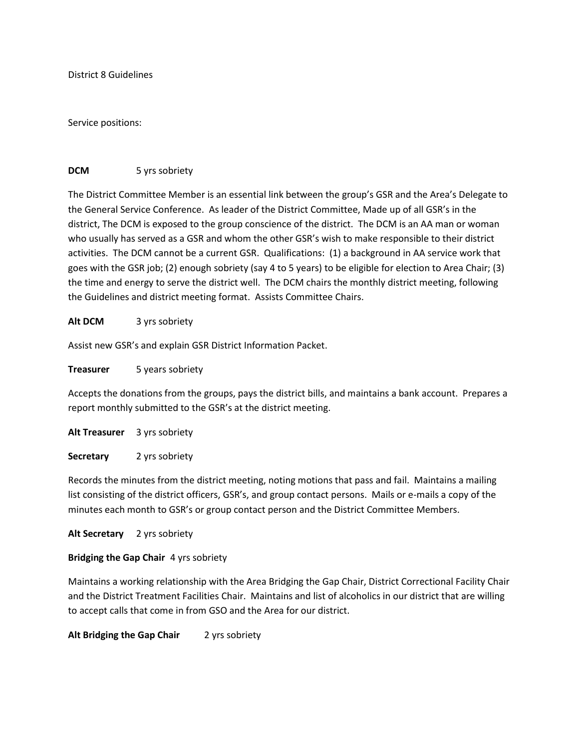District 8 Guidelines

Service positions:

**DCM** 5 yrs sobriety

The District Committee Member is an essential link between the group's GSR and the Area's Delegate to the General Service Conference. As leader of the District Committee, Made up of all GSR's in the district, The DCM is exposed to the group conscience of the district. The DCM is an AA man or woman who usually has served as a GSR and whom the other GSR's wish to make responsible to their district activities. The DCM cannot be a current GSR. Qualifications: (1) a background in AA service work that goes with the GSR job; (2) enough sobriety (say 4 to 5 years) to be eligible for election to Area Chair; (3) the time and energy to serve the district well. The DCM chairs the monthly district meeting, following the Guidelines and district meeting format. Assists Committee Chairs.

**Alt DCM** 3 yrs sobriety

Assist new GSR's and explain GSR District Information Packet.

**Treasurer** 5 years sobriety

Accepts the donations from the groups, pays the district bills, and maintains a bank account. Prepares a report monthly submitted to the GSR's at the district meeting.

**Alt Treasurer** 3 yrs sobriety

**Secretary** 2 yrs sobriety

Records the minutes from the district meeting, noting motions that pass and fail. Maintains a mailing list consisting of the district officers, GSR's, and group contact persons. Mails or e-mails a copy of the minutes each month to GSR's or group contact person and the District Committee Members.

**Alt Secretary** 2 yrs sobriety

**Bridging the Gap Chair** 4 yrs sobriety

Maintains a working relationship with the Area Bridging the Gap Chair, District Correctional Facility Chair and the District Treatment Facilities Chair. Maintains and list of alcoholics in our district that are willing to accept calls that come in from GSO and the Area for our district.

**Alt Bridging the Gap Chair** 2 yrs sobriety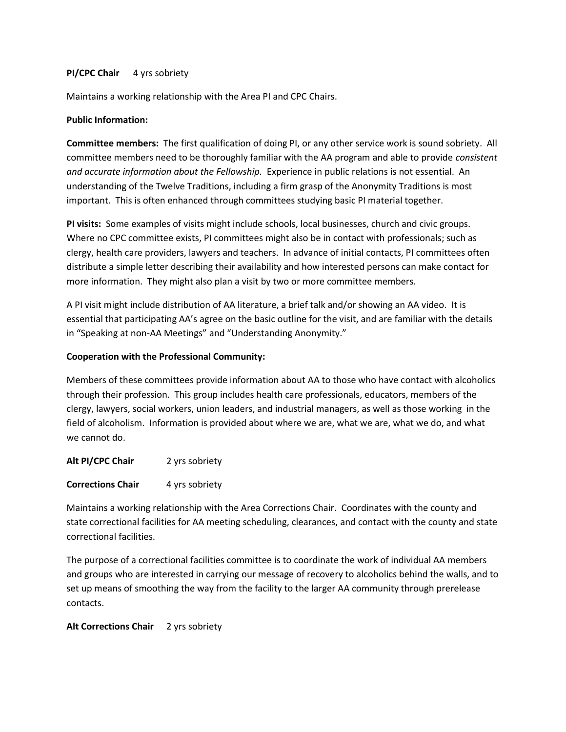**PI/CPC Chair** 4 yrs sobriety

Maintains a working relationship with the Area PI and CPC Chairs.

**Public Information:**

**Committee members:** The first qualification of doing PI, or any other service work is sound sobriety. All committee members need to be thoroughly familiar with the AA program and able to provide *consistent and accurate information about the Fellowship.* Experience in public relations is not essential. An understanding of the Twelve Traditions, including a firm grasp of the Anonymity Traditions is most important. This is often enhanced through committees studying basic PI material together.

**PI visits:** Some examples of visits might include schools, local businesses, church and civic groups. Where no CPC committee exists, PI committees might also be in contact with professionals; such as clergy, health care providers, lawyers and teachers. In advance of initial contacts, PI committees often distribute a simple letter describing their availability and how interested persons can make contact for more information. They might also plan a visit by two or more committee members.

A PI visit might include distribution of AA literature, a brief talk and/or showing an AA video. It is essential that participating AA's agree on the basic outline for the visit, and are familiar with the details in "Speaking at non-AA Meetings" and "Understanding Anonymity."

**Cooperation with the Professional Community:**

Members of these committees provide information about AA to those who have contact with alcoholics through their profession. This group includes health care professionals, educators, members of the clergy, lawyers, social workers, union leaders, and industrial managers, as well as those working in the field of alcoholism. Information is provided about where we are, what we are, what we do, and what we cannot do.

**Alt PI/CPC Chair** 2 yrs sobriety

**Corrections Chair** 4 yrs sobriety

Maintains a working relationship with the Area Corrections Chair. Coordinates with the county and state correctional facilities for AA meeting scheduling, clearances, and contact with the county and state correctional facilities.

The purpose of a correctional facilities committee is to coordinate the work of individual AA members and groups who are interested in carrying our message of recovery to alcoholics behind the walls, and to set up means of smoothing the way from the facility to the larger AA community through prerelease contacts.

**Alt Corrections Chair** 2 yrs sobriety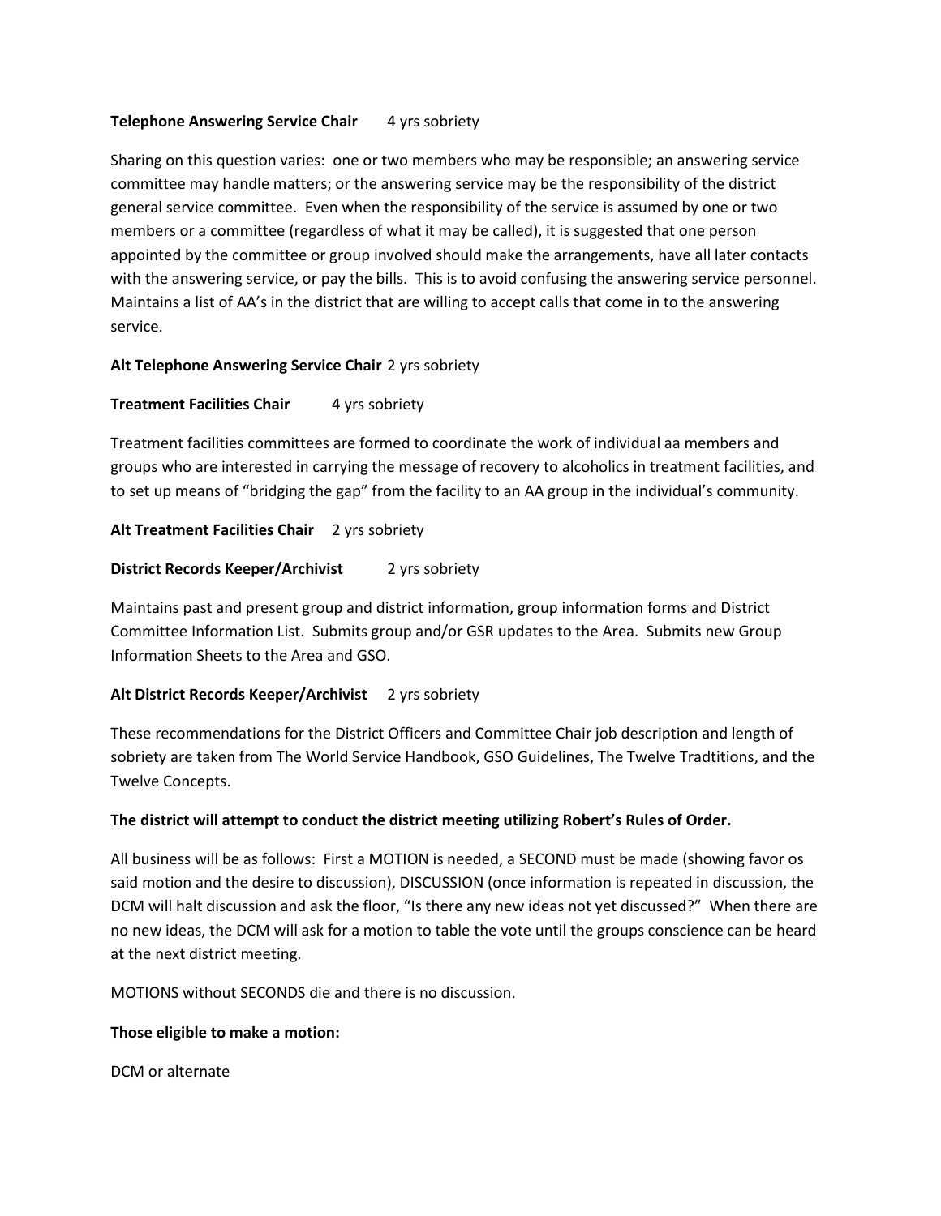**Telephone Answering Service Chair** 4 yrs sobriety

Sharing on this question varies: one or two members who may be responsible; an answering service committee may handle matters; or the answering service may be the responsibility of the district general service committee. Even when the responsibility of the service is assumed by one or two members or a committee (regardless of what it may be called), it is suggested that one person appointed by the committee or group involved should make the arrangements, have all later contacts with the answering service, or pay the bills. This is to avoid confusing the answering service personnel. Maintains a list of AA's in the district that are willing to accept calls that come in to the answering service.

**Alt Telephone Answering Service Chair** 2 yrs sobriety

**Treatment Facilities Chair** 4 yrs sobriety

Treatment facilities committees are formed to coordinate the work of individual aa members and groups who are interested in carrying the message of recovery to alcoholics in treatment facilities, and to set up means of "bridging the gap" from the facility to an AA group in the individual's community.

**Alt Treatment Facilities Chair** 2 yrs sobriety

**District Records Keeper/Archivist** 2 yrs sobriety

Maintains past and present group and district information, group information forms and District Committee Information List. Submits group and/or GSR updates to the Area. Submits new Group Information Sheets to the Area and GSO.

**Alt District Records Keeper/Archivist** 2 yrs sobriety

These recommendations for the District Officers and Committee Chair job description and length of sobriety are taken from The World Service Handbook, GSO Guidelines, The Twelve Tradtitions, and the Twelve Concepts.

**The district will attempt to conduct the district meeting utilizing Robert's Rules of Order.**

All business will be as follows: First a MOTION is needed, a SECOND must be made (showing favor os said motion and the desire to discussion), DISCUSSION (once information is repeated in discussion, the DCM will halt discussion and ask the floor, "Is there any new ideas not yet discussed?" When there are no new ideas, the DCM will ask for a motion to table the vote until the groups conscience can be heard at the next district meeting.

MOTIONS without SECONDS die and there is no discussion.

**Those eligible to make a motion:**

DCM or alternate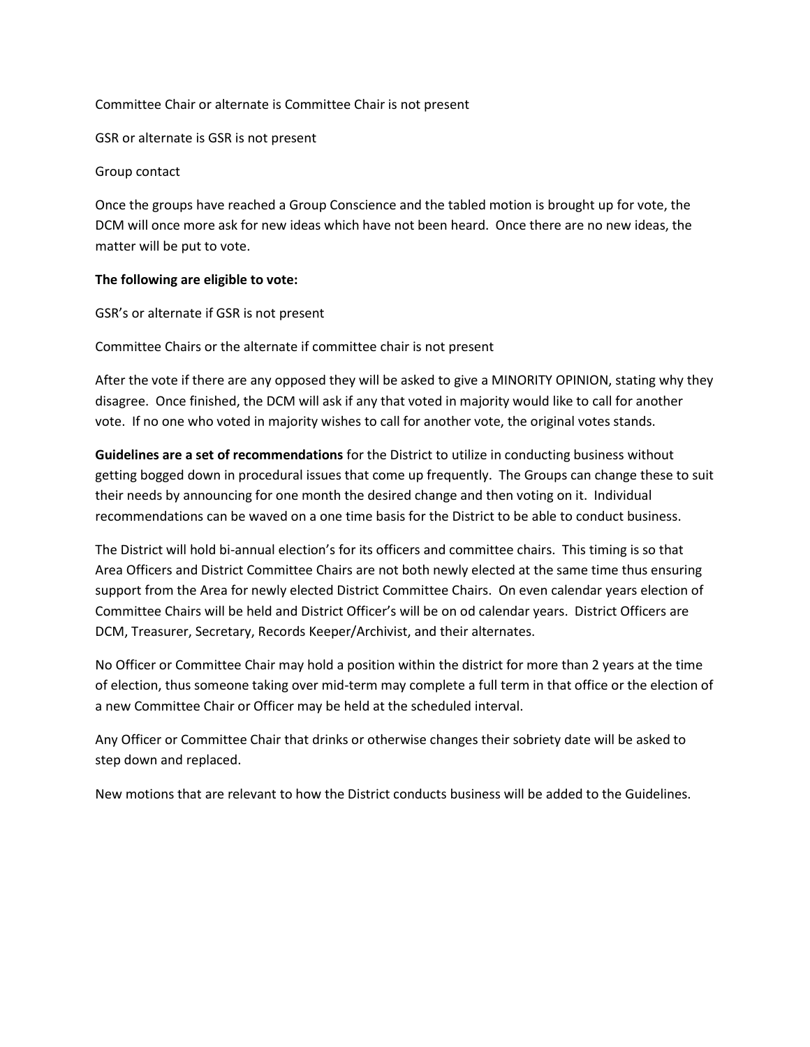Committee Chair or alternate is Committee Chair is not present

GSR or alternate is GSR is not present

Group contact

Once the groups have reached a Group Conscience and the tabled motion is brought up for vote, the DCM will once more ask for new ideas which have not been heard. Once there are no new ideas, the matter will be put to vote.

**The following are eligible to vote:**

GSR's or alternate if GSR is not present

Committee Chairs or the alternate if committee chair is not present

After the vote if there are any opposed they will be asked to give a MINORITY OPINION, stating why they disagree. Once finished, the DCM will ask if any that voted in majority would like to call for another vote. If no one who voted in majority wishes to call for another vote, the original votes stands.

**Guidelines are a set of recommendations** for the District to utilize in conducting business without getting bogged down in procedural issues that come up frequently. The Groups can change these to suit their needs by announcing for one month the desired change and then voting on it. Individual recommendations can be waved on a one time basis for the District to be able to conduct business.

The District will hold bi-annual election's for its officers and committee chairs. This timing is so that Area Officers and District Committee Chairs are not both newly elected at the same time thus ensuring support from the Area for newly elected District Committee Chairs. On even calendar years election of Committee Chairs will be held and District Officer's will be on od calendar years. District Officers are DCM, Treasurer, Secretary, Records Keeper/Archivist, and their alternates.

No Officer or Committee Chair may hold a position within the district for more than 2 years at the time of election, thus someone taking over mid-term may complete a full term in that office or the election of a new Committee Chair or Officer may be held at the scheduled interval.

Any Officer or Committee Chair that drinks or otherwise changes their sobriety date will be asked to step down and replaced.

New motions that are relevant to how the District conducts business will be added to the Guidelines.